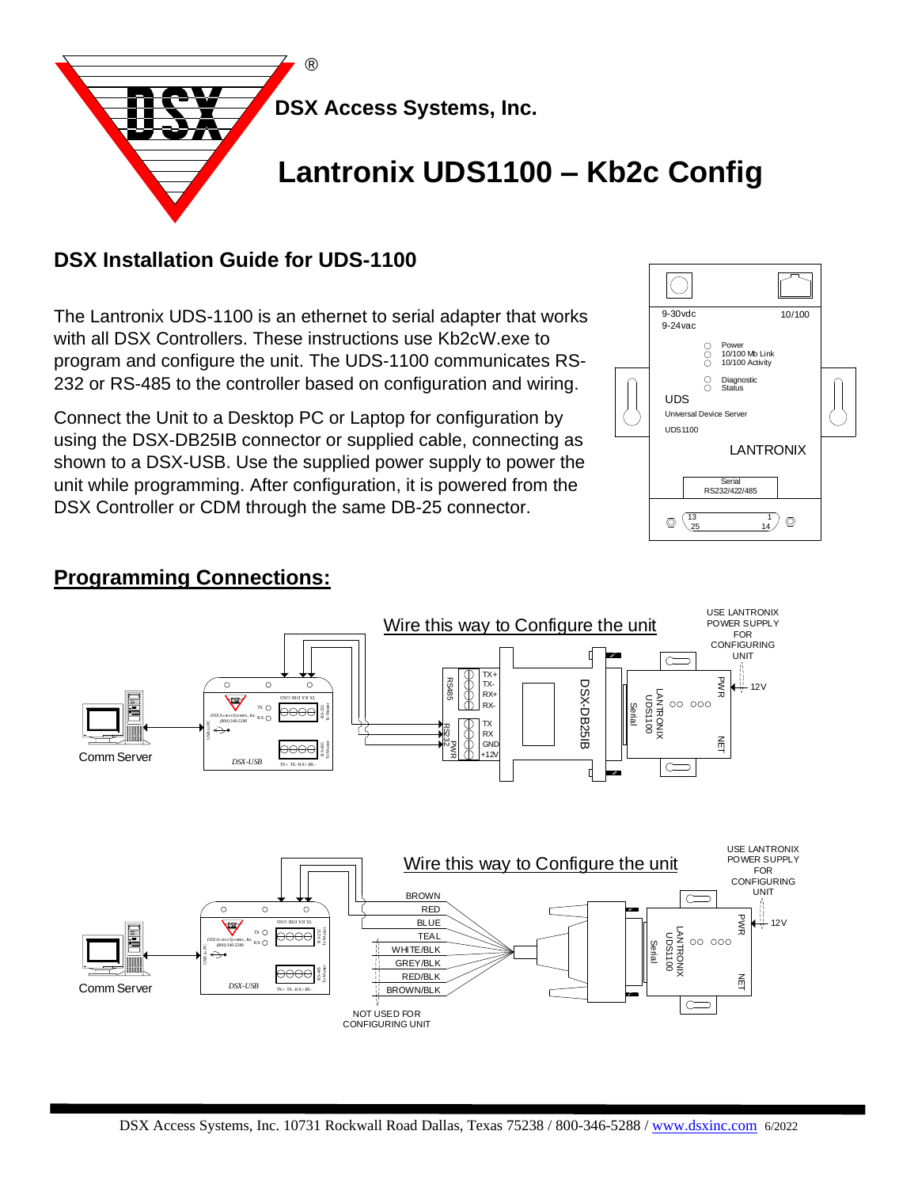DSX Access Systems, Inc.

# Lantronix UDS1100 – Kb2c Config

## DSX Installation Guide for UDS-1100

The Lantronix UDS-1100 is an ethernet to serial adapter that works with all DSX Controllers. These instructions use Kb2cW.exe to program and configure the unit. The UDS-1100 communicates RS-232 or RS-485 to the controller based on configuration and wiring.

Connect the Unit to a Desktop PC or Laptop for configuration by using the DSX-DB25IB connector or supplied cable, connecting as shown to a DSX-USB. Use the supplied power supply to power the unit while programming. After configuration, it is powered from the DSX Controller or CDM through the same DB-25 connector.

## Programming Connections:

Wire this way to Configure the unit

USE LANTRONIX POWER SUPPLY FOR CONFIGURING UNIT

Comm Server — DSX-USB — DSX-DB25IB (RS485: TX+, TX-, RX+, RX-; RS232 PWR: TX, RX, GND, +12V) — LANTRONIX UDS1100 (Serial, PWR 12V, NET)

Wire this way to Configure the unit

USE LANTRONIX POWER SUPPLY FOR CONFIGURING UNIT

Comm Server — DSX-USB — BROWN, RED, BLUE, TEAL, WHITE/BLK, GREY/BLK, RED/BLK, BROWN/BLK — LANTRONIX UDS1100 (Serial, PWR 12V, NET)

NOT USED FOR CONFIGURING UNIT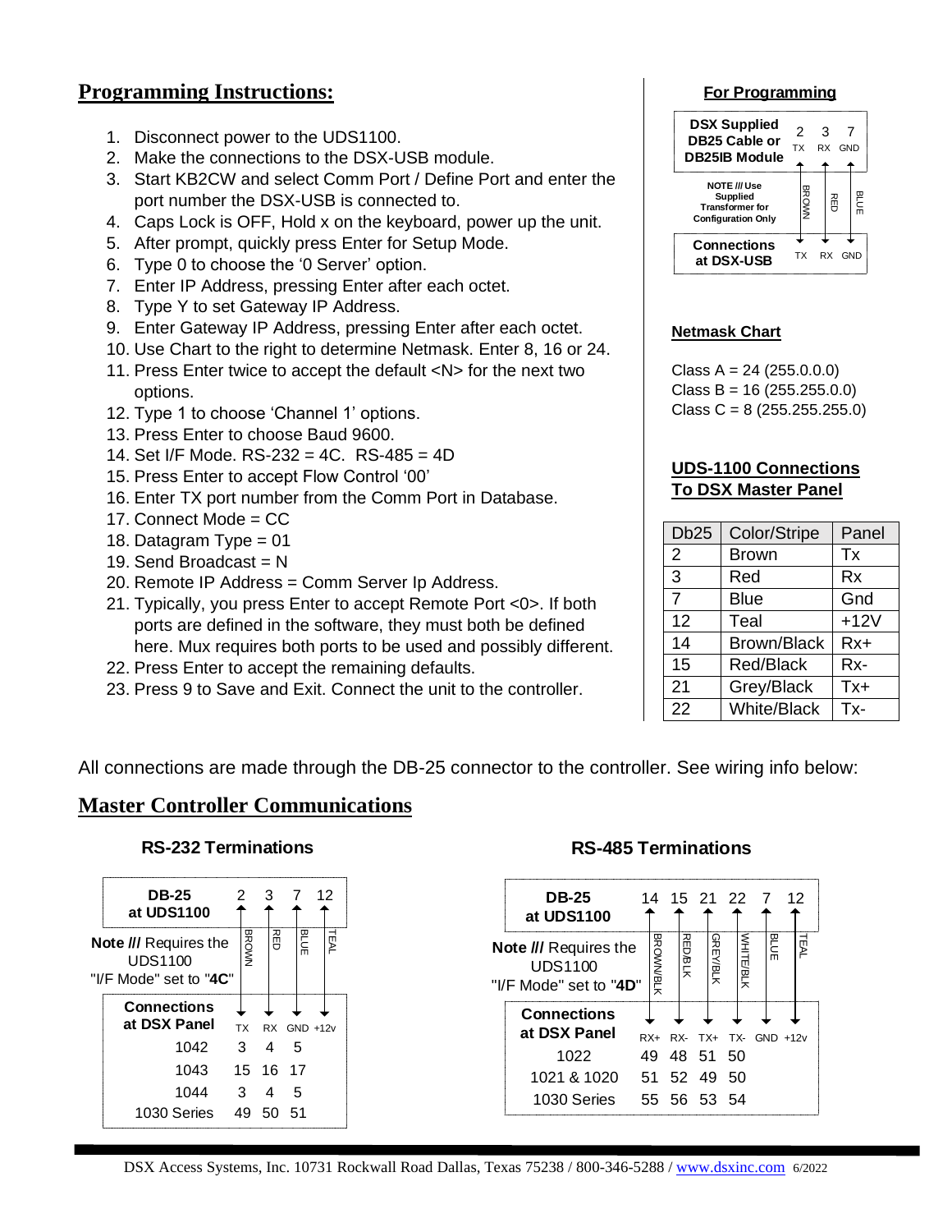## Programming Instructions:

1. Disconnect power to the UDS1100.
2. Make the connections to the DSX-USB module.
3. Start KB2CW and select Comm Port / Define Port and enter the port number the DSX-USB is connected to.
4. Caps Lock is OFF, Hold x on the keyboard, power up the unit.
5. After prompt, quickly press Enter for Setup Mode.
6. Type 0 to choose the '0 Server' option.
7. Enter IP Address, pressing Enter after each octet.
8. Type Y to set Gateway IP Address.
9. Enter Gateway IP Address, pressing Enter after each octet.
10. Use Chart to the right to determine Netmask. Enter 8, 16 or 24.
11. Press Enter twice to accept the default <N> for the next two options.
12. Type 1 to choose 'Channel 1' options.
13. Press Enter to choose Baud 9600.
14. Set I/F Mode. RS-232 = 4C. RS-485 = 4D
15. Press Enter to accept Flow Control '00'
16. Enter TX port number from the Comm Port in Database.
17. Connect Mode = CC
18. Datagram Type = 01
19. Send Broadcast = N
20. Remote IP Address = Comm Server Ip Address.
21. Typically, you press Enter to accept Remote Port <0>. If both ports are defined in the software, they must both be defined here. Mux requires both ports to be used and possibly different.
22. Press Enter to accept the remaining defaults.
23. Press 9 to Save and Exit. Connect the unit to the controller.

### For Programming

| DSX Supplied DB25 Cable or DB25IB Module | 2 TX | 3 RX | 7 GND |
|---|---|---|---|
| NOTE /// Use Supplied Transformer for Configuration Only | BROWN | RED | BLUE |
| Connections at DSX-USB | TX | RX | GND |

### Netmask Chart

Class A = 24 (255.0.0.0)
Class B = 16 (255.255.0.0)
Class C = 8 (255.255.255.0)

### UDS-1100 Connections To DSX Master Panel

| Db25 | Color/Stripe | Panel |
|---|---|---|
| 2 | Brown | Tx |
| 3 | Red | Rx |
| 7 | Blue | Gnd |
| 12 | Teal | +12V |
| 14 | Brown/Black | Rx+ |
| 15 | Red/Black | Rx- |
| 21 | Grey/Black | Tx+ |
| 22 | White/Black | Tx- |

All connections are made through the DB-25 connector to the controller. See wiring info below:

## Master Controller Communications

### RS-232 Terminations

| DB-25 at UDS1100 | 2 | 3 | 7 | 12 |
|---|---|---|---|---|
| Note /// Requires the UDS1100 "I/F Mode" set to "4C" | BROWN | RED | BLUE | TEAL |
| Connections at DSX Panel | TX | RX | GND | +12v |
| 1042 | 3 | 4 | 5 | |
| 1043 | 15 | 16 | 17 | |
| 1044 | 3 | 4 | 5 | |
| 1030 Series | 49 | 50 | 51 | |

### RS-485 Terminations

| DB-25 at UDS1100 | 14 | 15 | 21 | 22 | 7 | 12 |
|---|---|---|---|---|---|---|
| Note /// Requires the UDS1100 "I/F Mode" set to "4D" | BROWN/BLK | RED/BLK | GREY/BLK | WHITE/BLK | BLUE | TEAL |
| Connections at DSX Panel | RX+ | RX- | TX+ | TX- | GND | +12v |
| 1022 | 49 | 48 | 51 | 50 | | |
| 1021 & 1020 | 51 | 52 | 49 | 50 | | |
| 1030 Series | 55 | 56 | 53 | 54 | | |

DSX Access Systems, Inc. 10731 Rockwall Road Dallas, Texas 75238 / 800-346-5288 / www.dsxinc.com 6/2022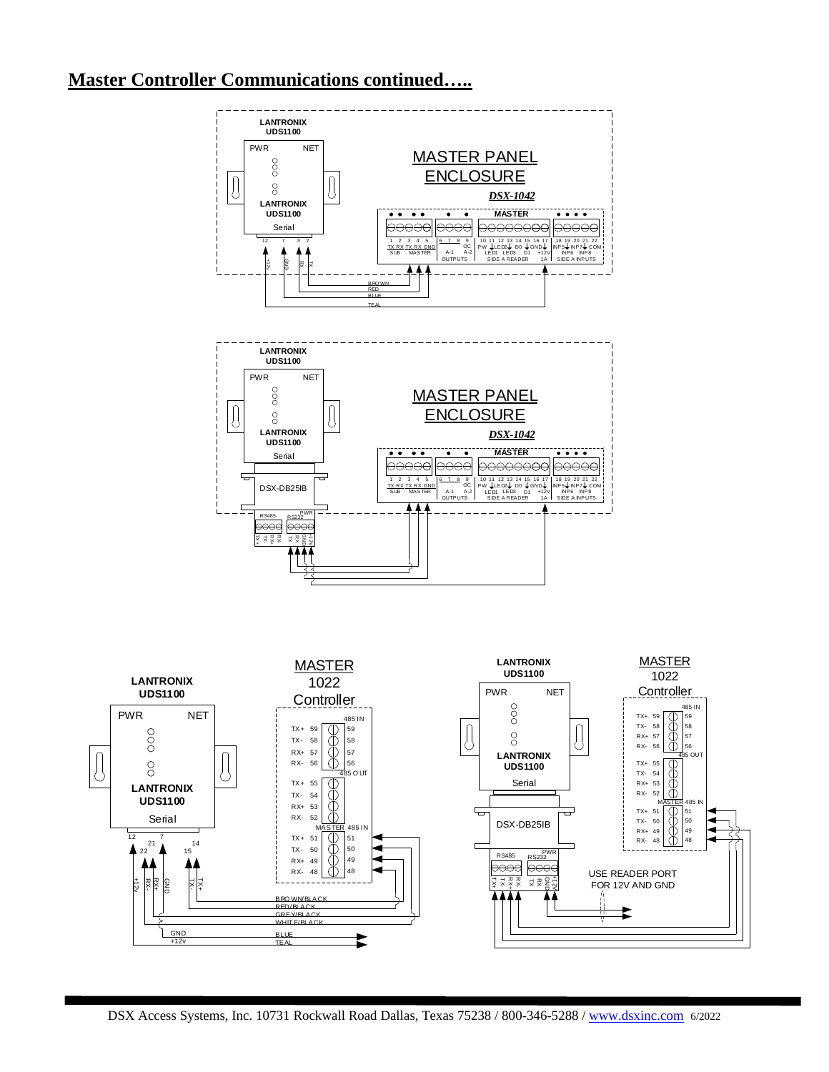# Master Controller Communications continued…..

LANTRONIX UDS1100

PWR NET

LANTRONIX UDS1100

Serial

12 7 3 2

+12v GND RX TX

MASTER PANEL ENCLOSURE

*DSX-1042*

MASTER

1 2 3 4 5 TX RX TX RX GND SUB MASTER

6 7 8 9 OC A-1 A-2 OUTPUTS

10 11 12 13 14 15 16 17 PW LED2 D0 GND LED1 LED3 D1 +12V 1A SIDE A READER

18 19 20 21 22 INP5 INP7 COM INP6 INP8 SIDE A INPUTS

BROWN RED BLUE TEAL

LANTRONIX UDS1100

PWR NET

LANTRONIX UDS1100

Serial

DSX-DB25IB

RS485 RS232 PWR

TX+ TX- RX+ RX- TX RX GND +12V

MASTER PANEL ENCLOSURE

*DSX-1042*

MASTER

1 2 3 4 5 TX RX TX RX GND SUB MASTER

6 7 8 9 OC A-1 A-2 OUTPUTS

10 11 12 13 14 15 16 17 PW LED2 D0 GND LED1 LED3 D1 +12V 1A SIDE A READER

18 19 20 21 22 INP5 INP7 COM INP6 INP8 SIDE A INPUTS

LANTRONIX UDS1100

PWR NET

LANTRONIX UDS1100

Serial

12 7 21 22 14 15

+12v RX- RX+ GND TX- TX+

GND +12v

MASTER 1022 Controller

485 IN: TX+ 59, TX- 58, RX+ 57, RX- 56

485 OUT: TX+ 55, TX- 54, RX+ 53, RX- 52

MASTER 485 IN: TX+ 51, TX- 50, RX+ 49, RX- 48

BROWN/BLACK RED/BLACK GREY/BLACK WHITE/BLACK BLUE TEAL

LANTRONIX UDS1100

PWR NET

LANTRONIX UDS1100

Serial

DSX-DB25IB

RS485 RS232 PWR

TX+ TX- RX+ RX- TX RX GND +12V

USE READER PORT FOR 12V AND GND

MASTER 1022 Controller

485 IN: TX+ 59, TX- 58, RX+ 57, RX- 56

485 OUT: TX+ 55, TX- 54, RX+ 53, RX- 52

MASTER 485 IN: TX+ 51, TX- 50, RX+ 49, RX- 48

DSX Access Systems, Inc. 10731 Rockwall Road Dallas, Texas 75238 / 800-346-5288 / www.dsxinc.com 6/2022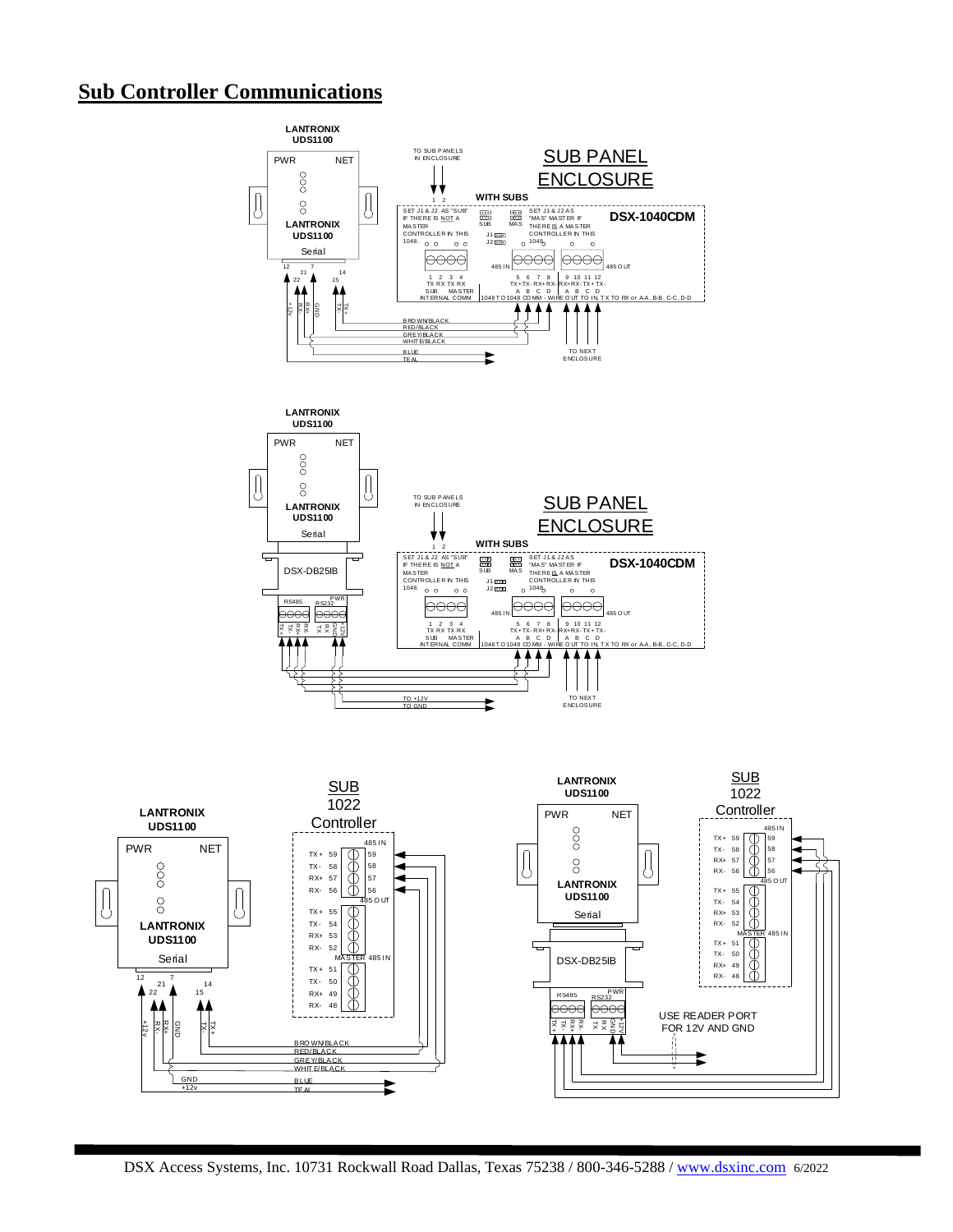# Sub Controller Communications

LANTRONIX
UDS1100

PWR NET

LANTRONIX
UDS1100

Serial

12 7
21 14
22 15

+12v RX- RX+ GND TX- TX+

TO SUB PANELS
IN ENCLOSURE

SUB PANEL
ENCLOSURE

WITH SUBS

1 2

SET J1 & J2 AS "SUB" IF THERE IS NOT A MASTER CONTROLLER IN THIS 1048.

SUB MAS

J1
J2

SET J1 & J2 AS "MAS" MASTER IF THERE IS A MASTER CONTROLLER IN THIS 1048.

DSX-1040CDM

485 IN 485 OUT

1 2 3 4
TX RX TX RX
SUB MASTER
INTERNAL COMM

5 6 7 8
TX+ TX- RX+ RX-
A B C D

9 10 11 12
RX+ RX- TX+ TX-
A B C D

1048 TO 1048 COMM - WIRE OUT TO IN, TX TO RX or A-A, B-B, C-C, D-D

BROWN/BLACK
RED/BLACK
GREY/BLACK
WHITE/BLACK
BLUE
TEAL

TO NEXT
ENCLOSURE

---

LANTRONIX
UDS1100

PWR NET

LANTRONIX
UDS1100

Serial

DSX-DB25IB

RS485 RS232 PWR

TX+ TX- RX+ RX- RX TX GND +12V

TO SUB PANELS
IN ENCLOSURE

SUB PANEL
ENCLOSURE

WITH SUBS

1 2

SET J1 & J2 AS "SUB" IF THERE IS NOT A MASTER CONTROLLER IN THIS 1048.

SUB MAS

J1
J2

SET J1 & J2 AS "MAS" MASTER IF THERE IS A MASTER CONTROLLER IN THIS 1048.

DSX-1040CDM

485 IN 485 OUT

1 2 3 4
TX RX TX RX
SUB MASTER
INTERNAL COMM

5 6 7 8
TX+ TX- RX+ RX-
A B C D

9 10 11 12
RX+ RX- TX+ TX-
A B C D

1048 TO 1048 COMM - WIRE OUT TO IN, TX TO RX or A-A, B-B, C-C, D-D

TO +12V
TO GND

TO NEXT
ENCLOSURE

---

LANTRONIX
UDS1100

PWR NET

LANTRONIX
UDS1100

Serial

12 7
21 14
22 15

+12v RX- RX+ GND TX- TX+

SUB
1022
Controller

485 IN
TX+ 59
TX- 58
RX+ 57
RX- 56
485 OUT
TX+ 55
TX- 54
RX+ 53
RX- 52
MASTER 485 IN
TX+ 51
TX- 50
RX+ 49
RX- 48

BROWN/BLACK
RED/BLACK
GREY/BLACK
WHITE/BLACK
GND BLUE
+12v TEAL

---

LANTRONIX
UDS1100

PWR NET

LANTRONIX
UDS1100

Serial

DSX-DB25IB

RS485 RS232 PWR

TX+ TX- RX+ RX- RX TX GND +12V

USE READER PORT
FOR 12V AND GND

SUB
1022
Controller

485 IN
TX+ 59
TX- 58
RX+ 57
RX- 56
485 OUT
TX+ 55
TX- 54
RX+ 53
RX- 52
MASTER 485 IN
TX+ 51
TX- 50
RX+ 49
RX- 48

DSX Access Systems, Inc. 10731 Rockwall Road Dallas, Texas 75238 / 800-346-5288 / www.dsxinc.com 6/2022